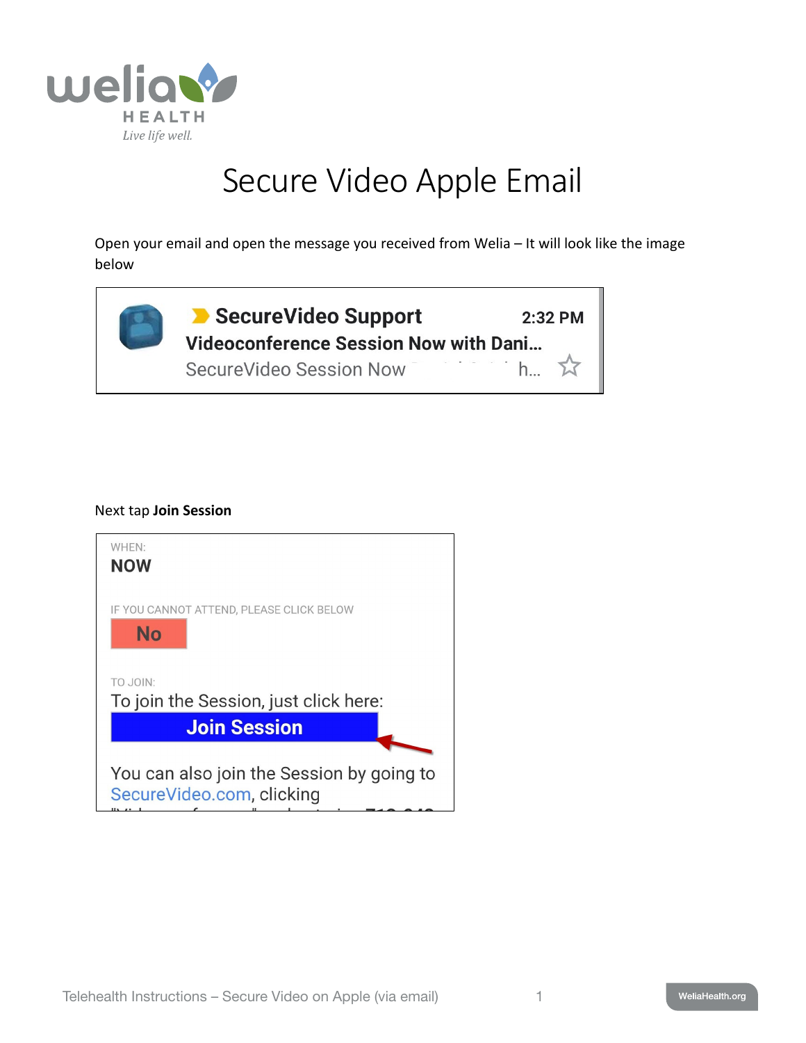# Secure Video Apple Email

Open your email and open the message you received from Welia – It will look like the image below

SecureVideo Support 2:32 PM
Videoconference Session Now with Dani...
SecureVideo Session Now ... h...

Next tap **Join Session**

WHEN:
NOW

IF YOU CANNOT ATTEND, PLEASE CLICK BELOW
No

TO JOIN:
To join the Session, just click here:
Join Session

You can also join the Session by going to SecureVideo.com, clicking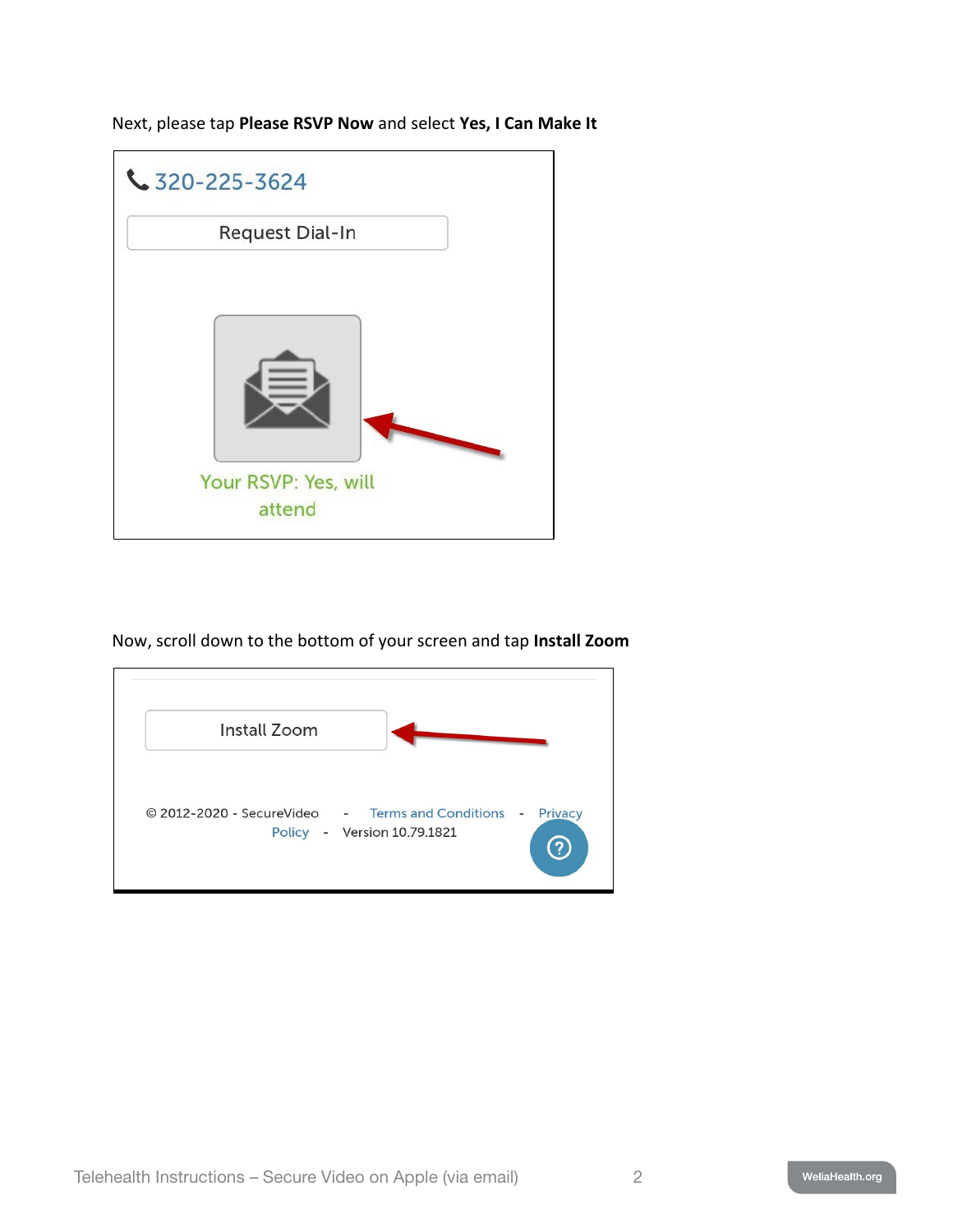Next, please tap **Please RSVP Now** and select **Yes, I Can Make It**

Now, scroll down to the bottom of your screen and tap **Install Zoom**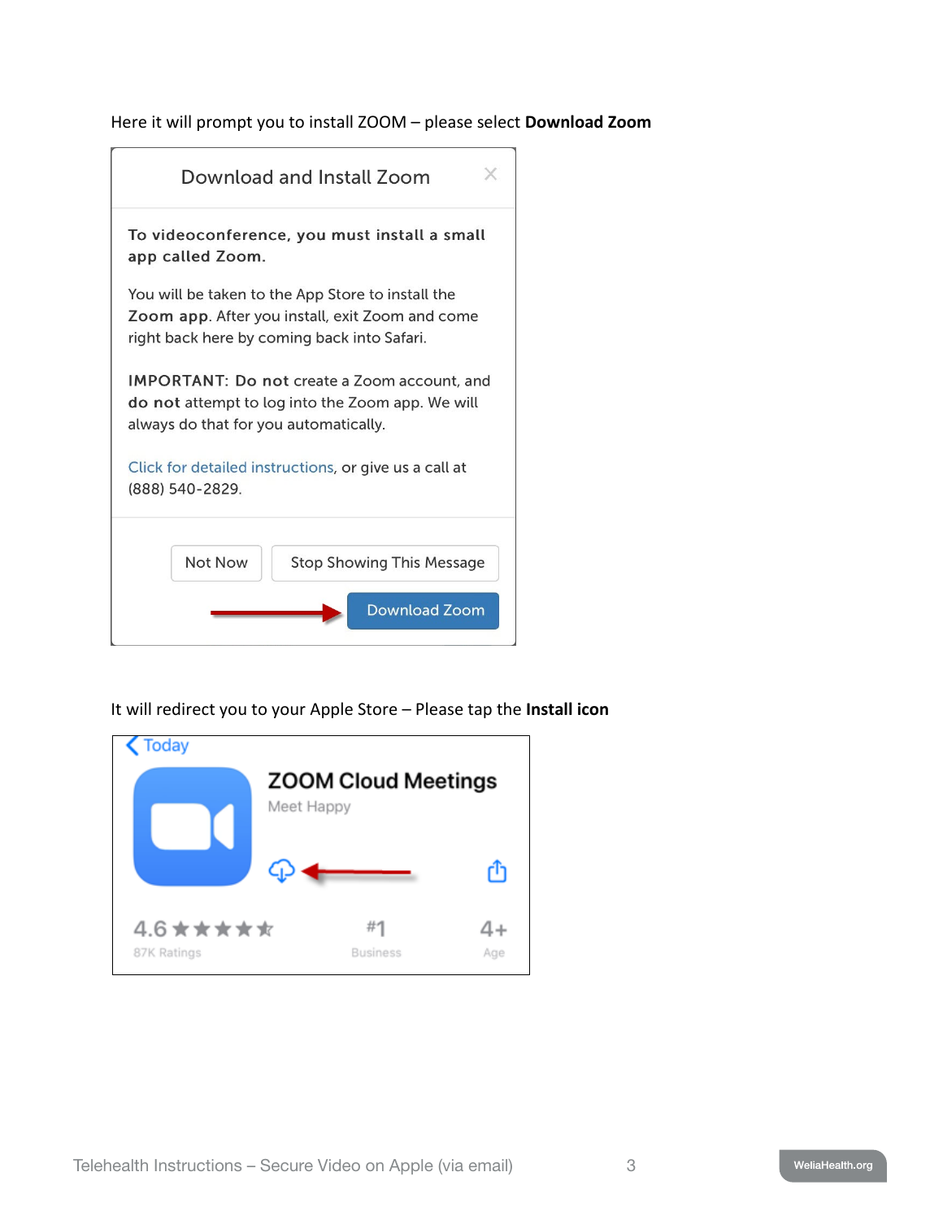Here it will prompt you to install ZOOM – please select **Download Zoom**

Download and Install Zoom

**To videoconference, you must install a small app called Zoom.**

You will be taken to the App Store to install the **Zoom app**. After you install, exit Zoom and come right back here by coming back into Safari.

**IMPORTANT: Do not** create a Zoom account, and **do not** attempt to log into the Zoom app. We will always do that for you automatically.

Click for detailed instructions, or give us a call at (888) 540-2829.

Not Now | Stop Showing This Message

Download Zoom

It will redirect you to your Apple Store – Please tap the **Install icon**

Today

ZOOM Cloud Meetings

Meet Happy

4.6 ★★★★★ 87K Ratings | #1 Business | 4+ Age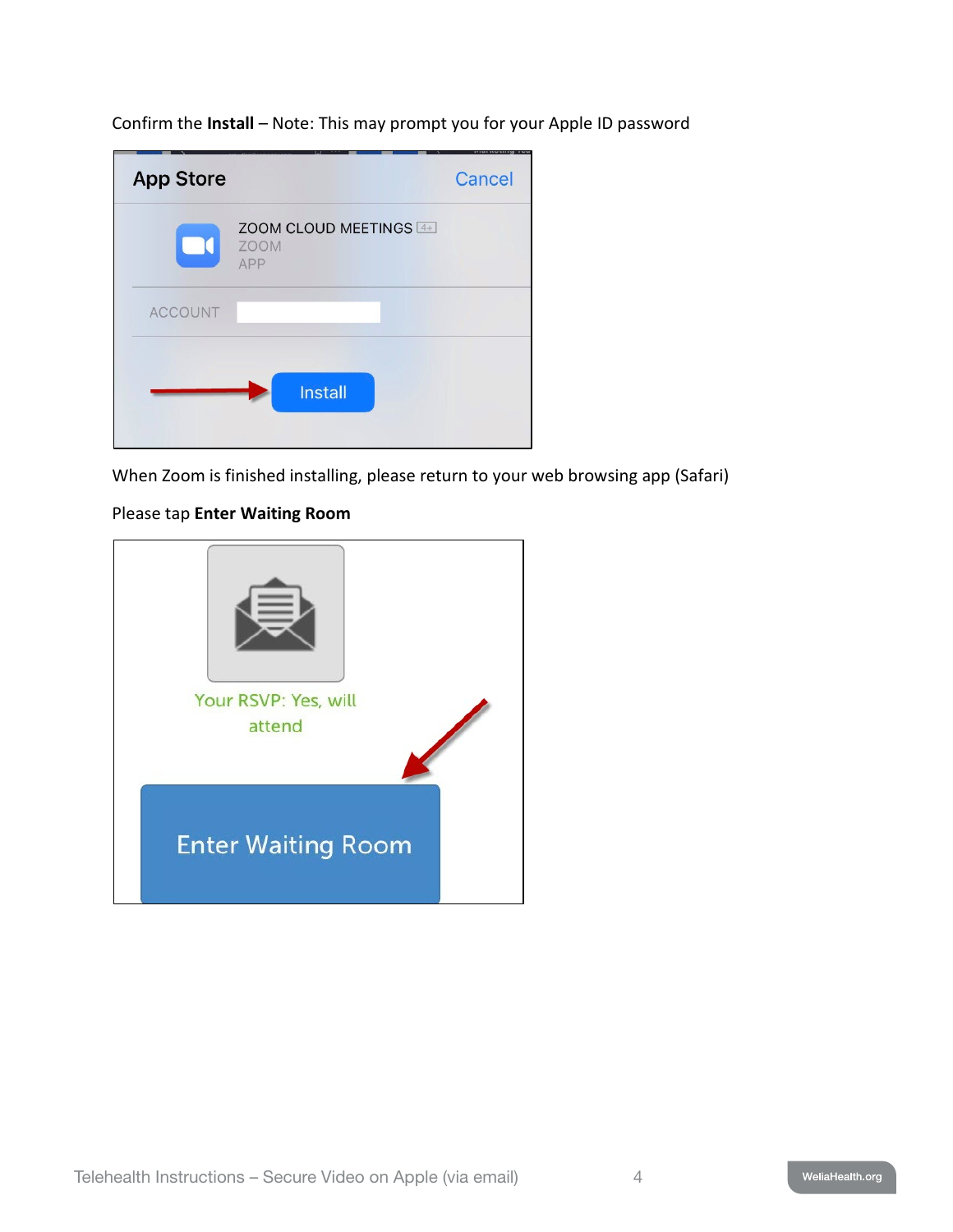Confirm the **Install** – Note: This may prompt you for your Apple ID password

When Zoom is finished installing, please return to your web browsing app (Safari)

Please tap **Enter Waiting Room**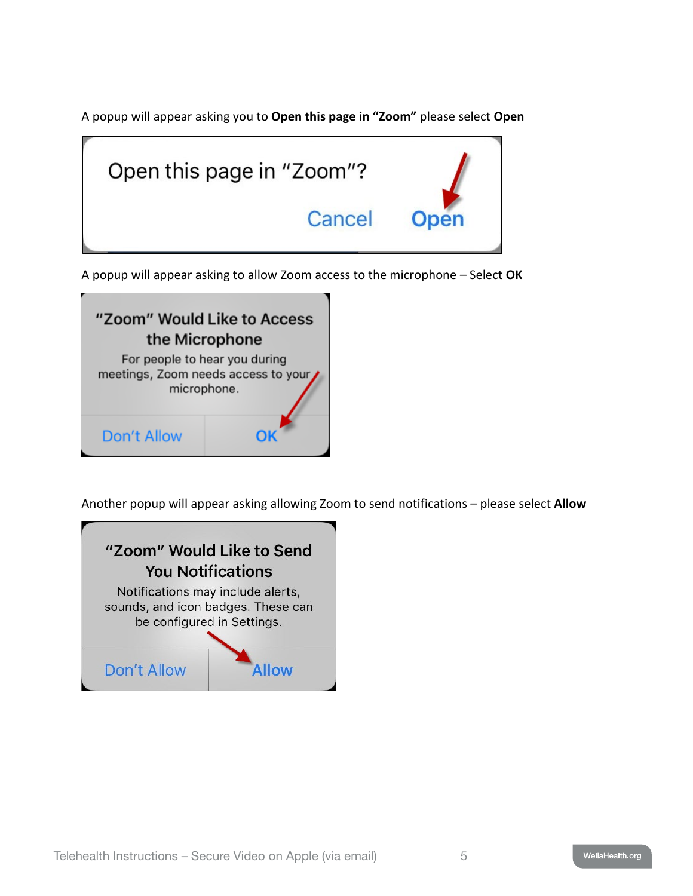A popup will appear asking you to **Open this page in "Zoom"** please select **Open**

Open this page in "Zoom"?

Cancel Open

A popup will appear asking to allow Zoom access to the microphone – Select **OK**

"Zoom" Would Like to Access the Microphone

For people to hear you during meetings, Zoom needs access to your microphone.

Don't Allow OK

Another popup will appear asking allowing Zoom to send notifications – please select **Allow**

"Zoom" Would Like to Send You Notifications

Notifications may include alerts, sounds, and icon badges. These can be configured in Settings.

Don't Allow Allow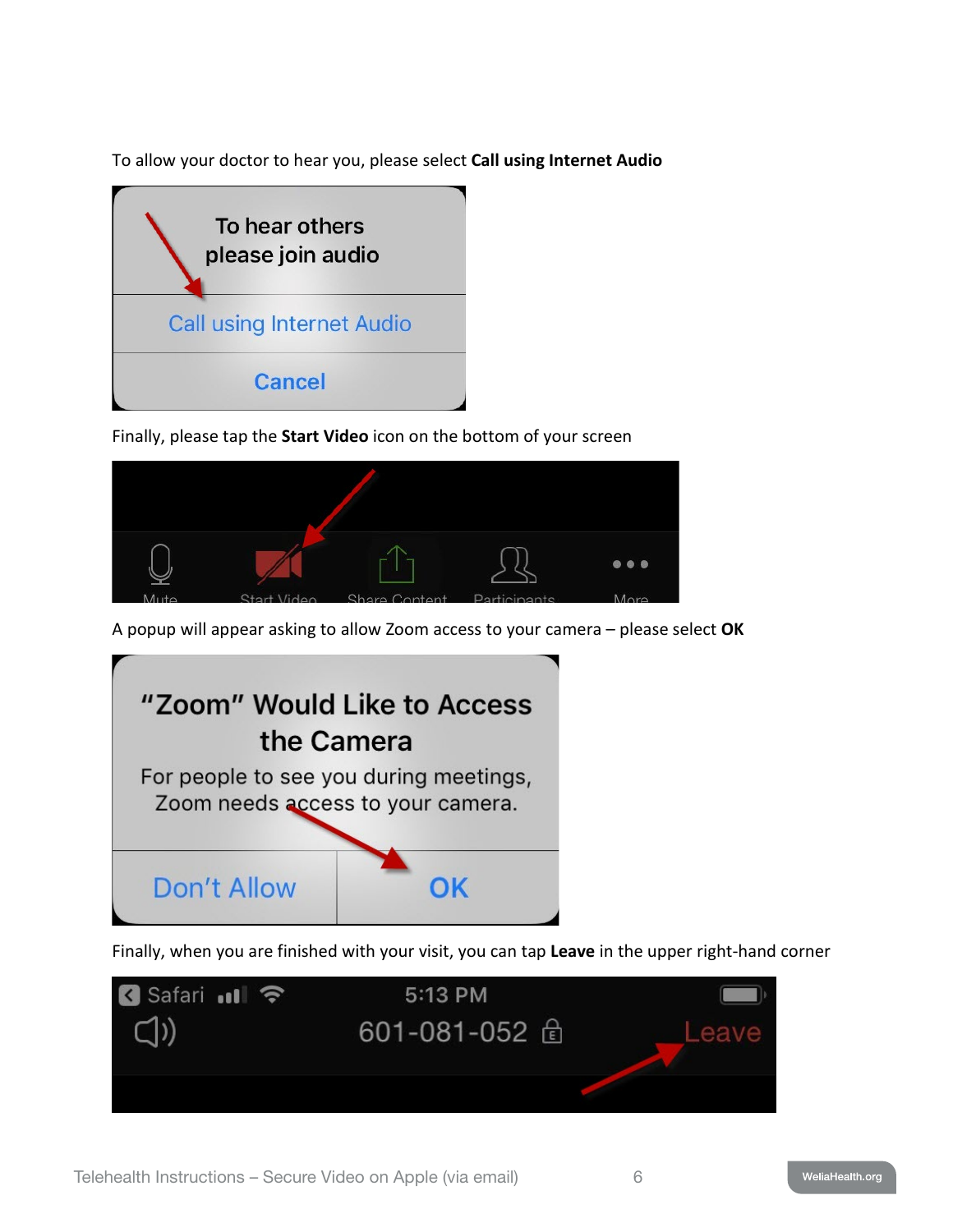To allow your doctor to hear you, please select **Call using Internet Audio**

To hear others please join audio

Call using Internet Audio

Cancel

Finally, please tap the **Start Video** icon on the bottom of your screen

Mute

Start Video

Share Content

Participants

More

A popup will appear asking to allow Zoom access to your camera – please select **OK**

"Zoom" Would Like to Access the Camera

For people to see you during meetings, Zoom needs access to your camera.

Don't Allow

OK

Finally, when you are finished with your visit, you can tap **Leave** in the upper right-hand corner

Safari

5:13 PM

601-081-052

Leave